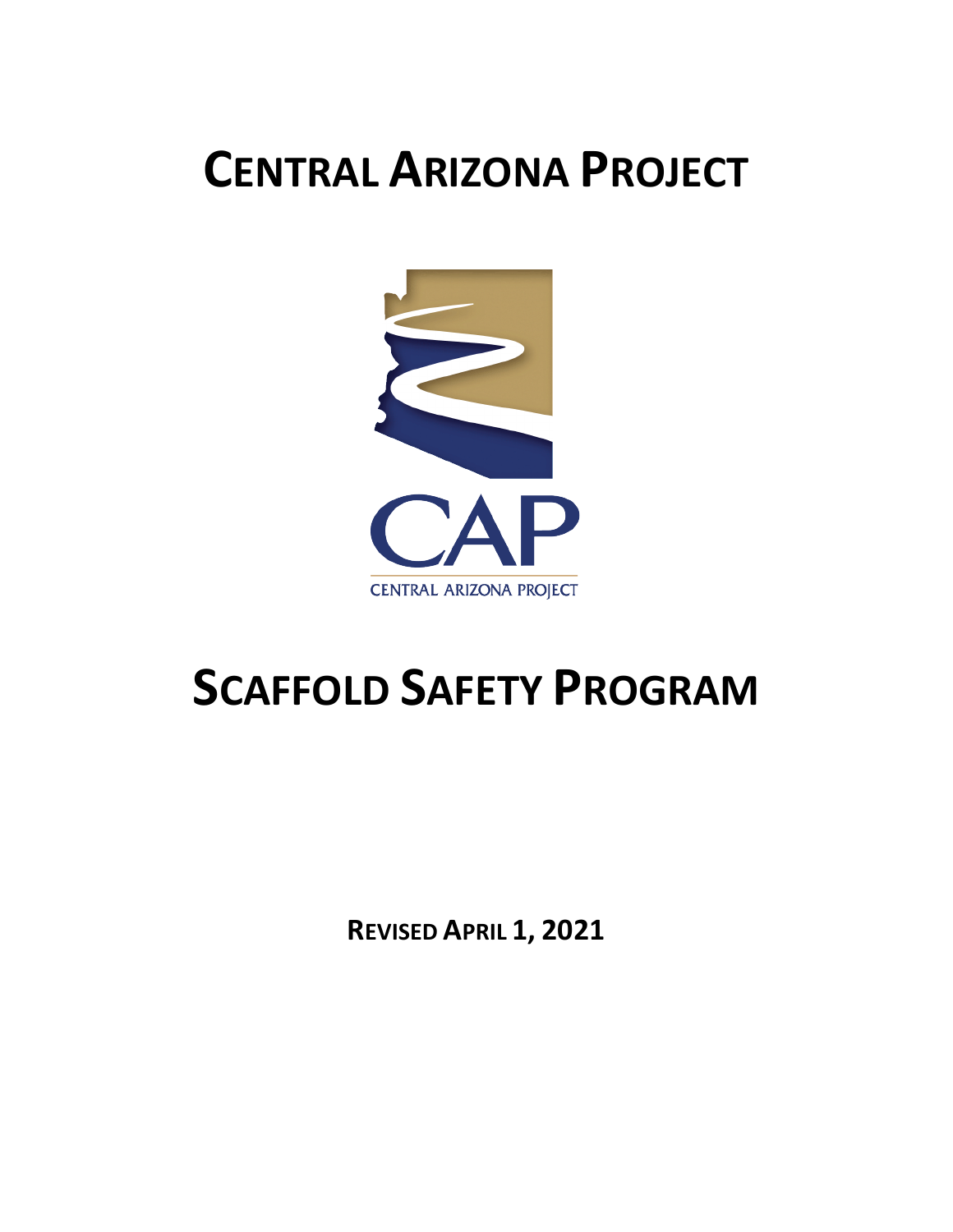# CENTRAL ARIZONA PROJECT

CAP

CENTRAL ARIZONA PROJECT

# SCAFFOLD SAFETY PROGRAM

**REVISED APRIL 1, 2021**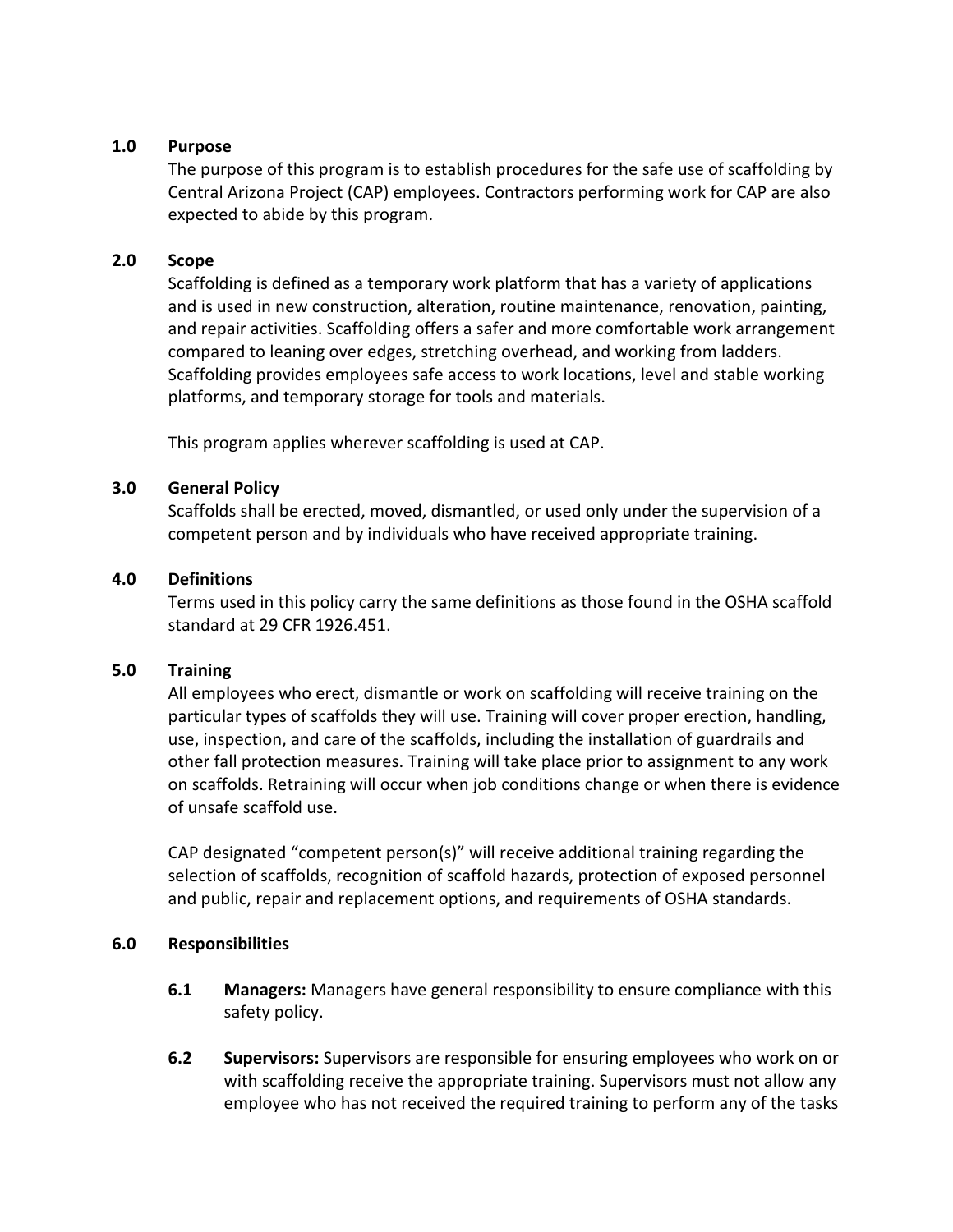## 1.0 Purpose

The purpose of this program is to establish procedures for the safe use of scaffolding by Central Arizona Project (CAP) employees. Contractors performing work for CAP are also expected to abide by this program.

## 2.0 Scope

Scaffolding is defined as a temporary work platform that has a variety of applications and is used in new construction, alteration, routine maintenance, renovation, painting, and repair activities. Scaffolding offers a safer and more comfortable work arrangement compared to leaning over edges, stretching overhead, and working from ladders. Scaffolding provides employees safe access to work locations, level and stable working platforms, and temporary storage for tools and materials.

This program applies wherever scaffolding is used at CAP.

## 3.0 General Policy

Scaffolds shall be erected, moved, dismantled, or used only under the supervision of a competent person and by individuals who have received appropriate training.

## 4.0 Definitions

Terms used in this policy carry the same definitions as those found in the OSHA scaffold standard at 29 CFR 1926.451.

## 5.0 Training

All employees who erect, dismantle or work on scaffolding will receive training on the particular types of scaffolds they will use. Training will cover proper erection, handling, use, inspection, and care of the scaffolds, including the installation of guardrails and other fall protection measures. Training will take place prior to assignment to any work on scaffolds. Retraining will occur when job conditions change or when there is evidence of unsafe scaffold use.

CAP designated "competent person(s)" will receive additional training regarding the selection of scaffolds, recognition of scaffold hazards, protection of exposed personnel and public, repair and replacement options, and requirements of OSHA standards.

## 6.0 Responsibilities

**6.1 Managers:** Managers have general responsibility to ensure compliance with this safety policy.

**6.2 Supervisors:** Supervisors are responsible for ensuring employees who work on or with scaffolding receive the appropriate training. Supervisors must not allow any employee who has not received the required training to perform any of the tasks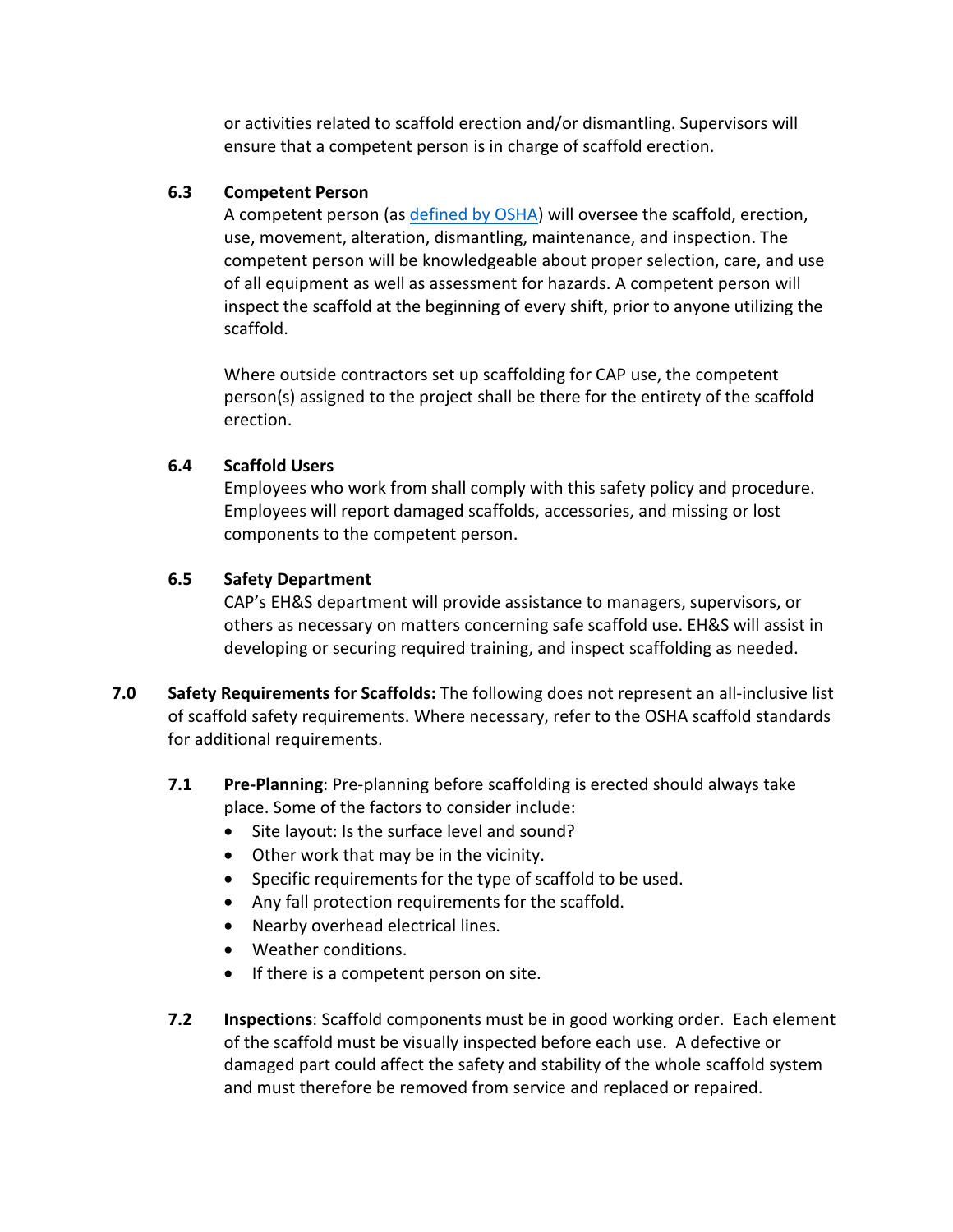or activities related to scaffold erection and/or dismantling. Supervisors will ensure that a competent person is in charge of scaffold erection.

### 6.3 Competent Person

A competent person (as [defined by OSHA]) will oversee the scaffold, erection, use, movement, alteration, dismantling, maintenance, and inspection. The competent person will be knowledgeable about proper selection, care, and use of all equipment as well as assessment for hazards. A competent person will inspect the scaffold at the beginning of every shift, prior to anyone utilizing the scaffold.

Where outside contractors set up scaffolding for CAP use, the competent person(s) assigned to the project shall be there for the entirety of the scaffold erection.

### 6.4 Scaffold Users

Employees who work from shall comply with this safety policy and procedure. Employees will report damaged scaffolds, accessories, and missing or lost components to the competent person.

### 6.5 Safety Department

CAP's EH&S department will provide assistance to managers, supervisors, or others as necessary on matters concerning safe scaffold use. EH&S will assist in developing or securing required training, and inspect scaffolding as needed.

## 7.0 Safety Requirements for Scaffolds:

The following does not represent an all-inclusive list of scaffold safety requirements. Where necessary, refer to the OSHA scaffold standards for additional requirements.

**7.1 Pre-Planning**: Pre-planning before scaffolding is erected should always take place. Some of the factors to consider include:

- Site layout: Is the surface level and sound?
- Other work that may be in the vicinity.
- Specific requirements for the type of scaffold to be used.
- Any fall protection requirements for the scaffold.
- Nearby overhead electrical lines.
- Weather conditions.
- If there is a competent person on site.

**7.2 Inspections**: Scaffold components must be in good working order. Each element of the scaffold must be visually inspected before each use. A defective or damaged part could affect the safety and stability of the whole scaffold system and must therefore be removed from service and replaced or repaired.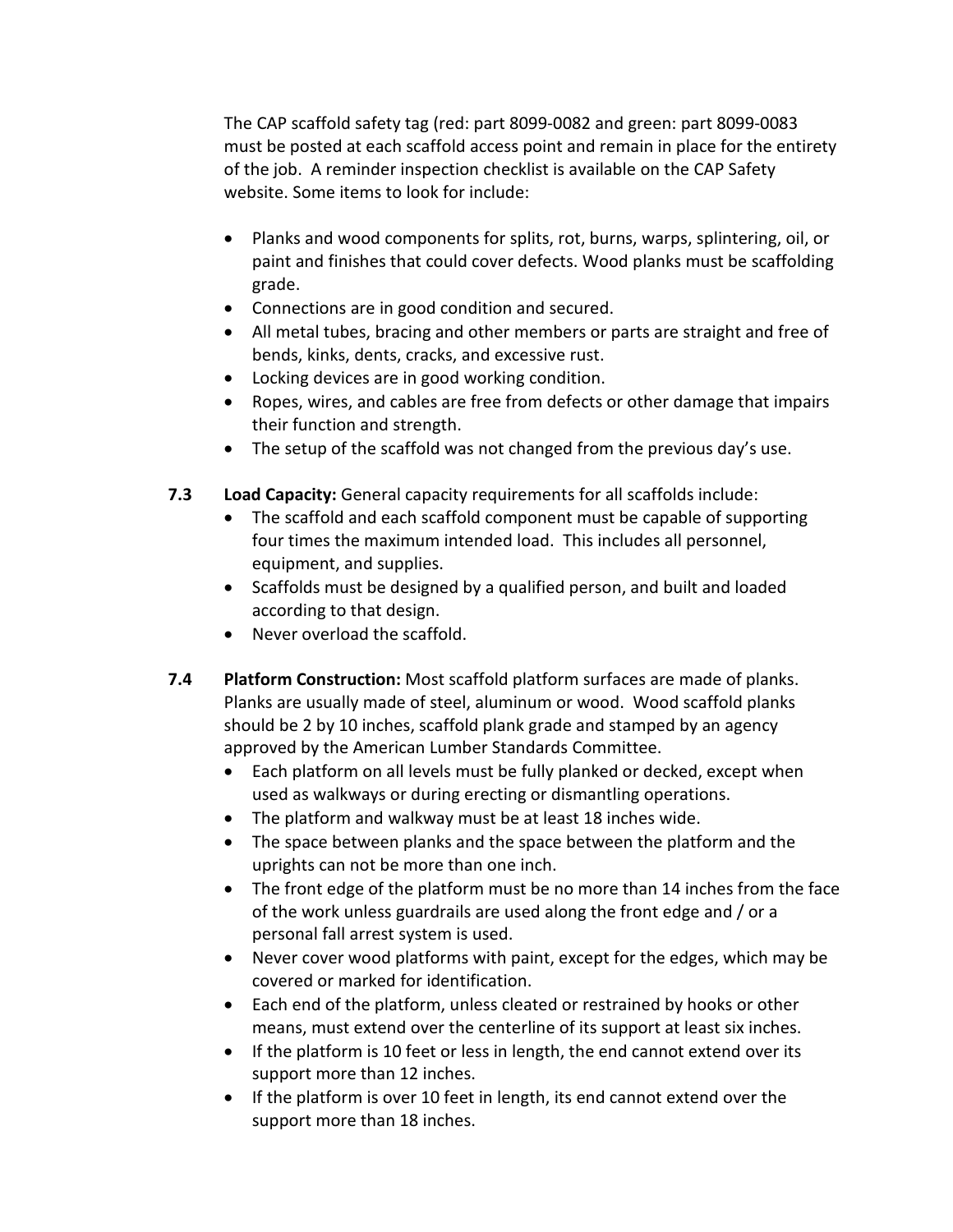The CAP scaffold safety tag (red: part 8099-0082 and green: part 8099-0083 must be posted at each scaffold access point and remain in place for the entirety of the job. A reminder inspection checklist is available on the CAP Safety website. Some items to look for include:

- Planks and wood components for splits, rot, burns, warps, splintering, oil, or paint and finishes that could cover defects. Wood planks must be scaffolding grade.
- Connections are in good condition and secured.
- All metal tubes, bracing and other members or parts are straight and free of bends, kinks, dents, cracks, and excessive rust.
- Locking devices are in good working condition.
- Ropes, wires, and cables are free from defects or other damage that impairs their function and strength.
- The setup of the scaffold was not changed from the previous day's use.

**7.3 Load Capacity:** General capacity requirements for all scaffolds include:

- The scaffold and each scaffold component must be capable of supporting four times the maximum intended load. This includes all personnel, equipment, and supplies.
- Scaffolds must be designed by a qualified person, and built and loaded according to that design.
- Never overload the scaffold.

**7.4 Platform Construction:** Most scaffold platform surfaces are made of planks. Planks are usually made of steel, aluminum or wood. Wood scaffold planks should be 2 by 10 inches, scaffold plank grade and stamped by an agency approved by the American Lumber Standards Committee.

- Each platform on all levels must be fully planked or decked, except when used as walkways or during erecting or dismantling operations.
- The platform and walkway must be at least 18 inches wide.
- The space between planks and the space between the platform and the uprights can not be more than one inch.
- The front edge of the platform must be no more than 14 inches from the face of the work unless guardrails are used along the front edge and / or a personal fall arrest system is used.
- Never cover wood platforms with paint, except for the edges, which may be covered or marked for identification.
- Each end of the platform, unless cleated or restrained by hooks or other means, must extend over the centerline of its support at least six inches.
- If the platform is 10 feet or less in length, the end cannot extend over its support more than 12 inches.
- If the platform is over 10 feet in length, its end cannot extend over the support more than 18 inches.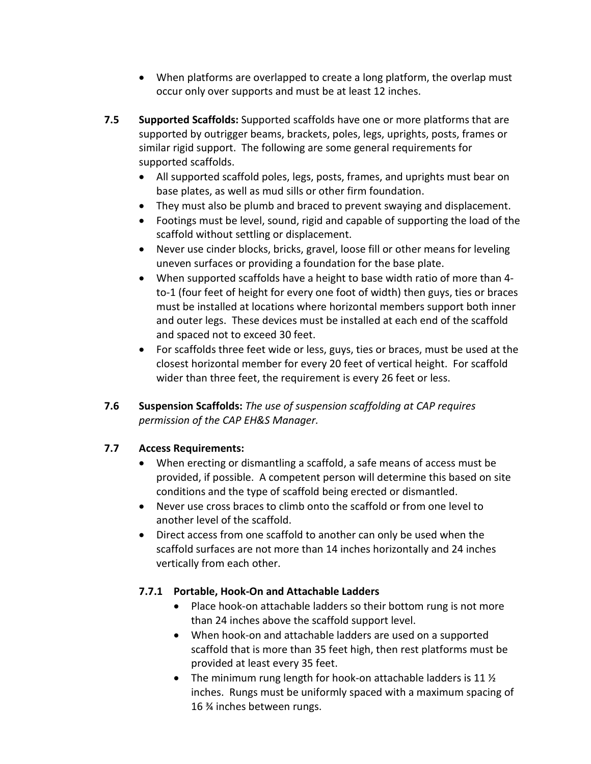- When platforms are overlapped to create a long platform, the overlap must occur only over supports and must be at least 12 inches.

**7.5 Supported Scaffolds:** Supported scaffolds have one or more platforms that are supported by outrigger beams, brackets, poles, legs, uprights, posts, frames or similar rigid support. The following are some general requirements for supported scaffolds.

- All supported scaffold poles, legs, posts, frames, and uprights must bear on base plates, as well as mud sills or other firm foundation.
- They must also be plumb and braced to prevent swaying and displacement.
- Footings must be level, sound, rigid and capable of supporting the load of the scaffold without settling or displacement.
- Never use cinder blocks, bricks, gravel, loose fill or other means for leveling uneven surfaces or providing a foundation for the base plate.
- When supported scaffolds have a height to base width ratio of more than 4-to-1 (four feet of height for every one foot of width) then guys, ties or braces must be installed at locations where horizontal members support both inner and outer legs. These devices must be installed at each end of the scaffold and spaced not to exceed 30 feet.
- For scaffolds three feet wide or less, guys, ties or braces, must be used at the closest horizontal member for every 20 feet of vertical height. For scaffold wider than three feet, the requirement is every 26 feet or less.

**7.6 Suspension Scaffolds:** *The use of suspension scaffolding at CAP requires permission of the CAP EH&S Manager.*

**7.7 Access Requirements:**

- When erecting or dismantling a scaffold, a safe means of access must be provided, if possible. A competent person will determine this based on site conditions and the type of scaffold being erected or dismantled.
- Never use cross braces to climb onto the scaffold or from one level to another level of the scaffold.
- Direct access from one scaffold to another can only be used when the scaffold surfaces are not more than 14 inches horizontally and 24 inches vertically from each other.

**7.7.1 Portable, Hook-On and Attachable Ladders**

- Place hook-on attachable ladders so their bottom rung is not more than 24 inches above the scaffold support level.
- When hook-on and attachable ladders are used on a supported scaffold that is more than 35 feet high, then rest platforms must be provided at least every 35 feet.
- The minimum rung length for hook-on attachable ladders is 11 ½ inches. Rungs must be uniformly spaced with a maximum spacing of 16 ¾ inches between rungs.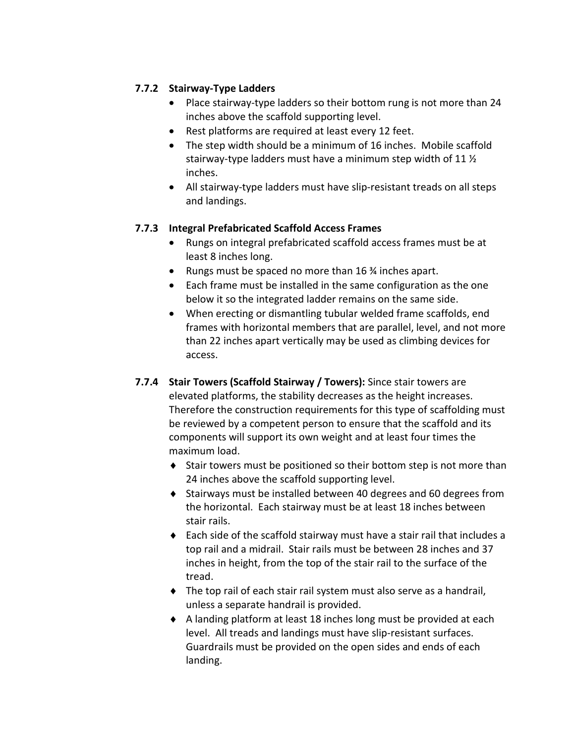### 7.7.2 Stairway-Type Ladders

- Place stairway-type ladders so their bottom rung is not more than 24 inches above the scaffold supporting level.
- Rest platforms are required at least every 12 feet.
- The step width should be a minimum of 16 inches. Mobile scaffold stairway-type ladders must have a minimum step width of 11 ½ inches.
- All stairway-type ladders must have slip-resistant treads on all steps and landings.

### 7.7.3 Integral Prefabricated Scaffold Access Frames

- Rungs on integral prefabricated scaffold access frames must be at least 8 inches long.
- Rungs must be spaced no more than 16 ¾ inches apart.
- Each frame must be installed in the same configuration as the one below it so the integrated ladder remains on the same side.
- When erecting or dismantling tubular welded frame scaffolds, end frames with horizontal members that are parallel, level, and not more than 22 inches apart vertically may be used as climbing devices for access.

### 7.7.4 Stair Towers (Scaffold Stairway / Towers):

Since stair towers are elevated platforms, the stability decreases as the height increases. Therefore the construction requirements for this type of scaffolding must be reviewed by a competent person to ensure that the scaffold and its components will support its own weight and at least four times the maximum load.

- Stair towers must be positioned so their bottom step is not more than 24 inches above the scaffold supporting level.
- Stairways must be installed between 40 degrees and 60 degrees from the horizontal. Each stairway must be at least 18 inches between stair rails.
- Each side of the scaffold stairway must have a stair rail that includes a top rail and a midrail. Stair rails must be between 28 inches and 37 inches in height, from the top of the stair rail to the surface of the tread.
- The top rail of each stair rail system must also serve as a handrail, unless a separate handrail is provided.
- A landing platform at least 18 inches long must be provided at each level. All treads and landings must have slip-resistant surfaces. Guardrails must be provided on the open sides and ends of each landing.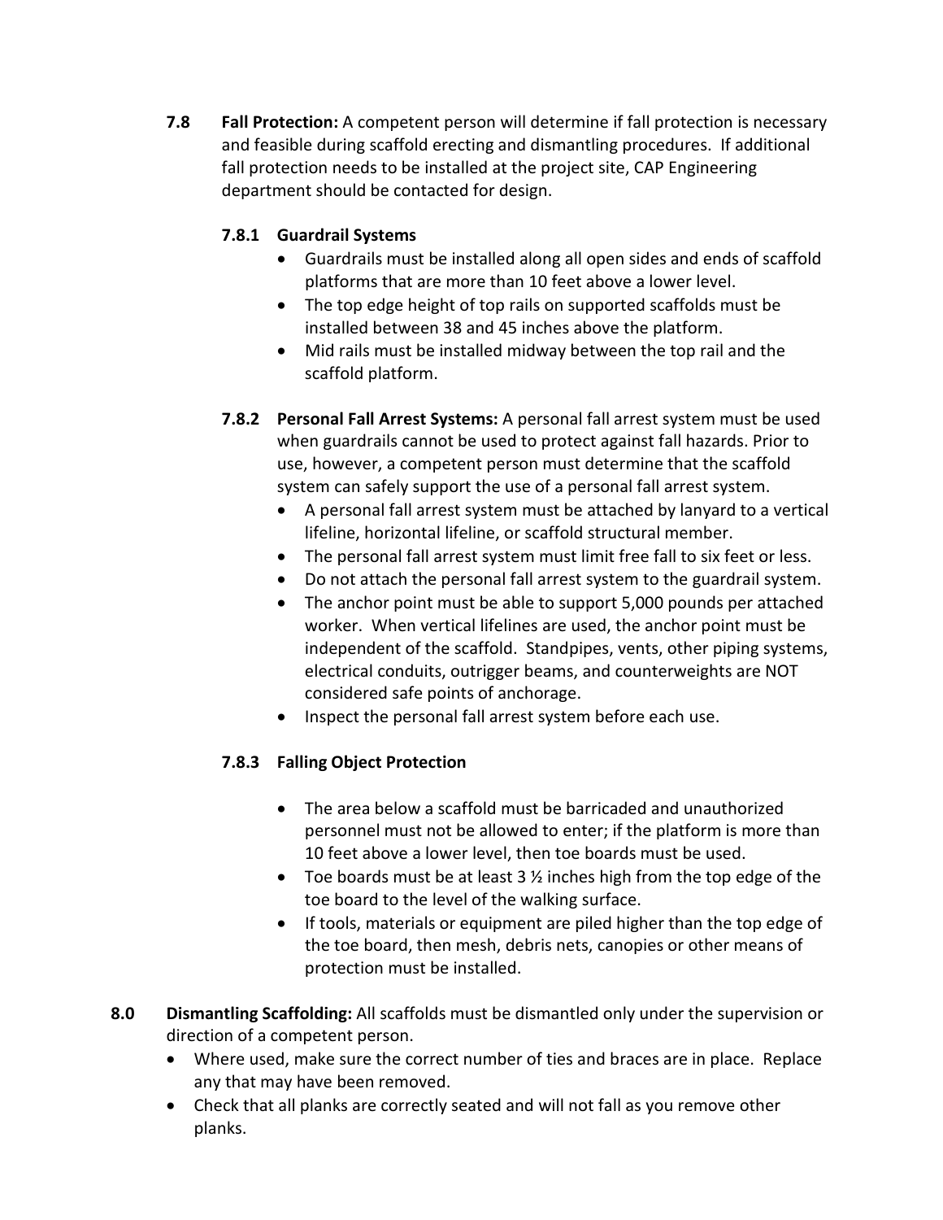**7.8 Fall Protection:** A competent person will determine if fall protection is necessary and feasible during scaffold erecting and dismantling procedures. If additional fall protection needs to be installed at the project site, CAP Engineering department should be contacted for design.

**7.8.1 Guardrail Systems**

- Guardrails must be installed along all open sides and ends of scaffold platforms that are more than 10 feet above a lower level.
- The top edge height of top rails on supported scaffolds must be installed between 38 and 45 inches above the platform.
- Mid rails must be installed midway between the top rail and the scaffold platform.

**7.8.2 Personal Fall Arrest Systems:** A personal fall arrest system must be used when guardrails cannot be used to protect against fall hazards. Prior to use, however, a competent person must determine that the scaffold system can safely support the use of a personal fall arrest system.

- A personal fall arrest system must be attached by lanyard to a vertical lifeline, horizontal lifeline, or scaffold structural member.
- The personal fall arrest system must limit free fall to six feet or less.
- Do not attach the personal fall arrest system to the guardrail system.
- The anchor point must be able to support 5,000 pounds per attached worker. When vertical lifelines are used, the anchor point must be independent of the scaffold. Standpipes, vents, other piping systems, electrical conduits, outrigger beams, and counterweights are NOT considered safe points of anchorage.
- Inspect the personal fall arrest system before each use.

**7.8.3 Falling Object Protection**

- The area below a scaffold must be barricaded and unauthorized personnel must not be allowed to enter; if the platform is more than 10 feet above a lower level, then toe boards must be used.
- Toe boards must be at least 3 ½ inches high from the top edge of the toe board to the level of the walking surface.
- If tools, materials or equipment are piled higher than the top edge of the toe board, then mesh, debris nets, canopies or other means of protection must be installed.

**8.0 Dismantling Scaffolding:** All scaffolds must be dismantled only under the supervision or direction of a competent person.

- Where used, make sure the correct number of ties and braces are in place. Replace any that may have been removed.
- Check that all planks are correctly seated and will not fall as you remove other planks.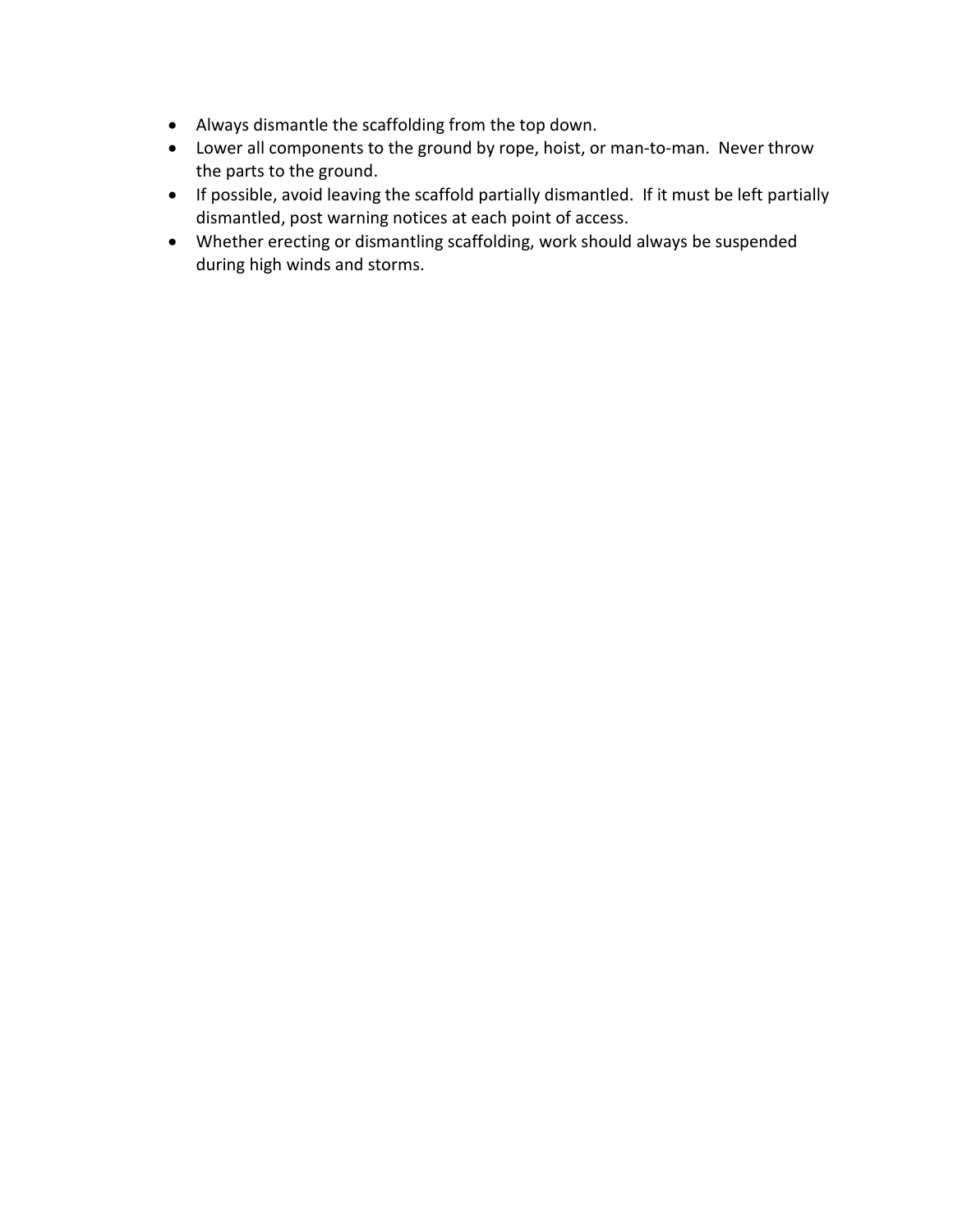- Always dismantle the scaffolding from the top down.
- Lower all components to the ground by rope, hoist, or man-to-man. Never throw the parts to the ground.
- If possible, avoid leaving the scaffold partially dismantled. If it must be left partially dismantled, post warning notices at each point of access.
- Whether erecting or dismantling scaffolding, work should always be suspended during high winds and storms.